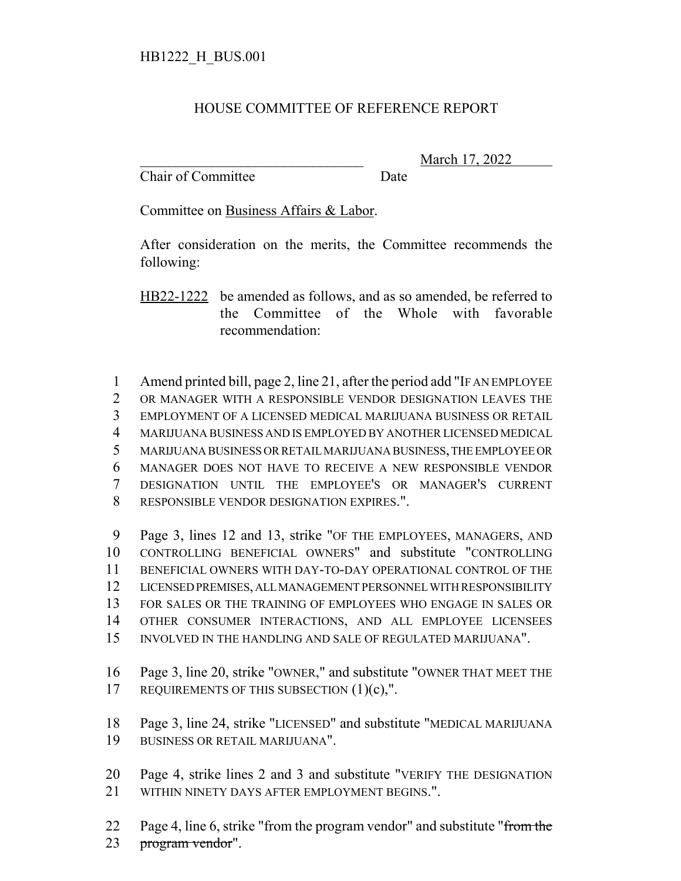HB1222_H_BUS.001

# HOUSE COMMITTEE OF REFERENCE REPORT

_______________________________ March 17, 2022

Chair of Committee Date

Committee on Business Affairs & Labor.

After consideration on the merits, the Committee recommends the following:

HB22-1222 be amended as follows, and as so amended, be referred to the Committee of the Whole with favorable recommendation:

1 Amend printed bill, page 2, line 21, after the period add "IF AN EMPLOYEE
2 OR MANAGER WITH A RESPONSIBLE VENDOR DESIGNATION LEAVES THE
3 EMPLOYMENT OF A LICENSED MEDICAL MARIJUANA BUSINESS OR RETAIL
4 MARIJUANA BUSINESS AND IS EMPLOYED BY ANOTHER LICENSED MEDICAL
5 MARIJUANA BUSINESS OR RETAIL MARIJUANA BUSINESS, THE EMPLOYEE OR
6 MANAGER DOES NOT HAVE TO RECEIVE A NEW RESPONSIBLE VENDOR
7 DESIGNATION UNTIL THE EMPLOYEE'S OR MANAGER'S CURRENT
8 RESPONSIBLE VENDOR DESIGNATION EXPIRES.".

9 Page 3, lines 12 and 13, strike "OF THE EMPLOYEES, MANAGERS, AND
10 CONTROLLING BENEFICIAL OWNERS" and substitute "CONTROLLING
11 BENEFICIAL OWNERS WITH DAY-TO-DAY OPERATIONAL CONTROL OF THE
12 LICENSED PREMISES, ALL MANAGEMENT PERSONNEL WITH RESPONSIBILITY
13 FOR SALES OR THE TRAINING OF EMPLOYEES WHO ENGAGE IN SALES OR
14 OTHER CONSUMER INTERACTIONS, AND ALL EMPLOYEE LICENSEES
15 INVOLVED IN THE HANDLING AND SALE OF REGULATED MARIJUANA".

16 Page 3, line 20, strike "OWNER," and substitute "OWNER THAT MEET THE
17 REQUIREMENTS OF THIS SUBSECTION (1)(c),".

18 Page 3, line 24, strike "LICENSED" and substitute "MEDICAL MARIJUANA
19 BUSINESS OR RETAIL MARIJUANA".

20 Page 4, strike lines 2 and 3 and substitute "VERIFY THE DESIGNATION
21 WITHIN NINETY DAYS AFTER EMPLOYMENT BEGINS.".

22 Page 4, line 6, strike "from the program vendor" and substitute "~~from the~~
23 ~~program vendor~~".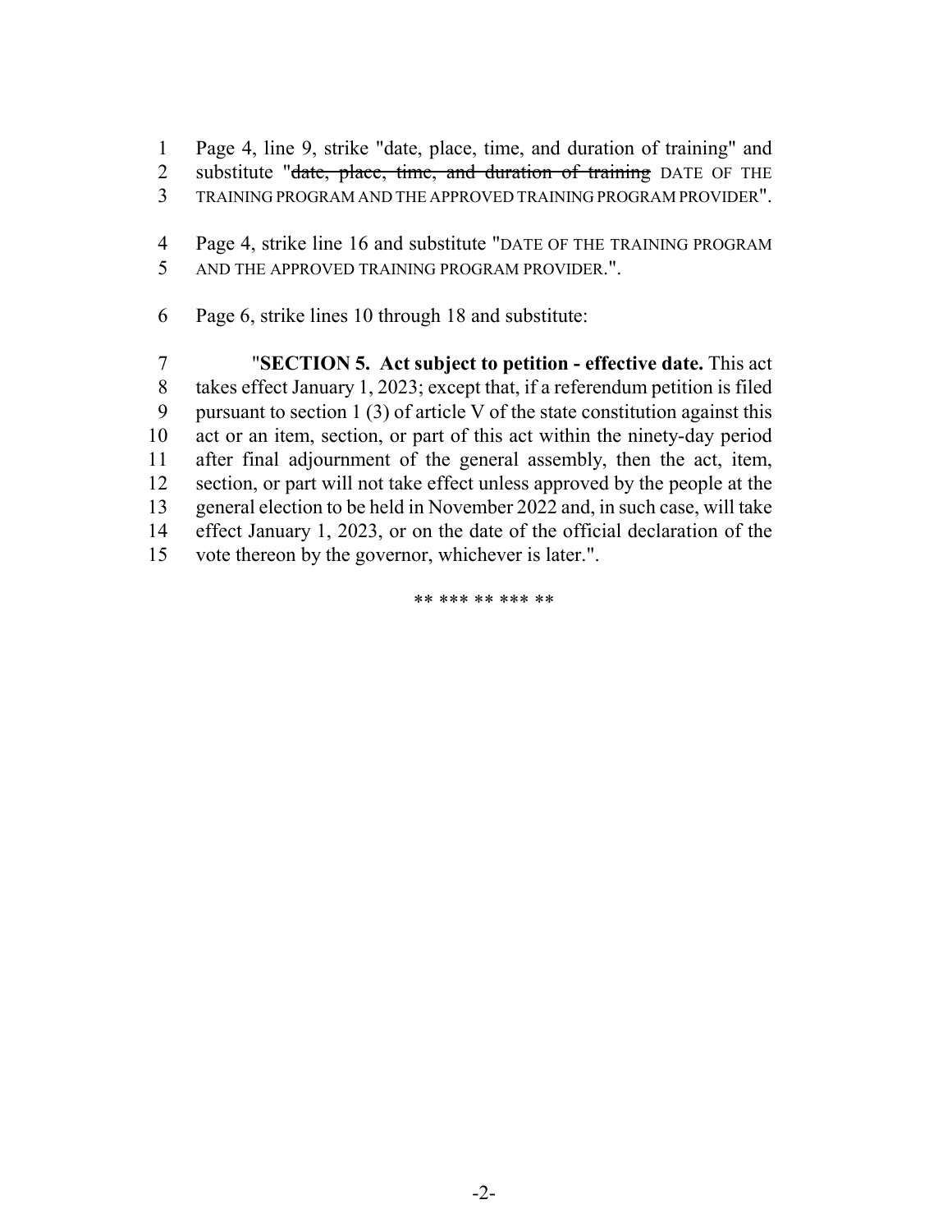Page 4, line 9, strike "date, place, time, and duration of training" and substitute "~~date, place, time, and duration of training~~ DATE OF THE TRAINING PROGRAM AND THE APPROVED TRAINING PROGRAM PROVIDER".

Page 4, strike line 16 and substitute "DATE OF THE TRAINING PROGRAM AND THE APPROVED TRAINING PROGRAM PROVIDER.".

Page 6, strike lines 10 through 18 and substitute:

"**SECTION 5. Act subject to petition - effective date.** This act takes effect January 1, 2023; except that, if a referendum petition is filed pursuant to section 1 (3) of article V of the state constitution against this act or an item, section, or part of this act within the ninety-day period after final adjournment of the general assembly, then the act, item, section, or part will not take effect unless approved by the people at the general election to be held in November 2022 and, in such case, will take effect January 1, 2023, or on the date of the official declaration of the vote thereon by the governor, whichever is later.".

** *** ** *** **